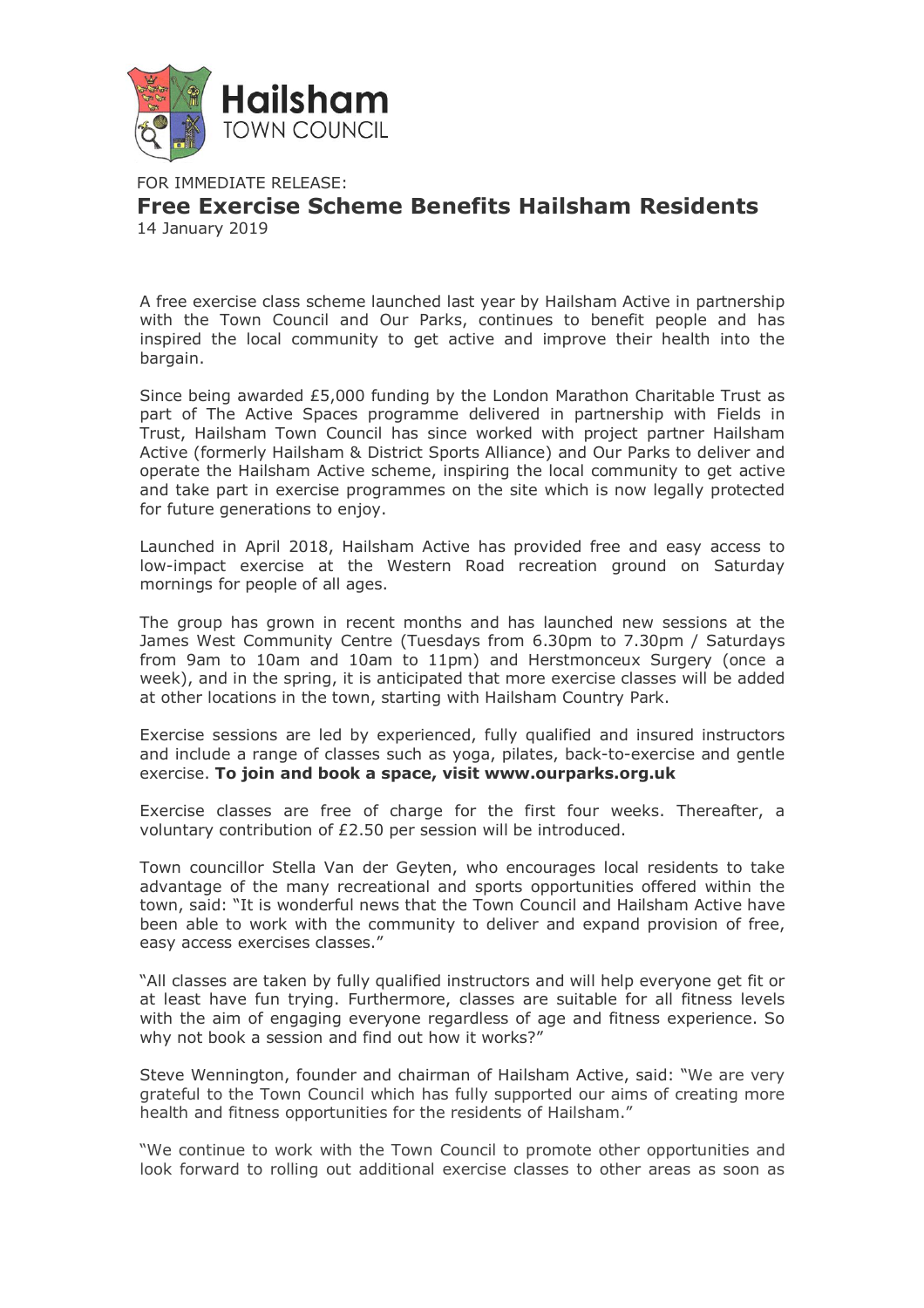Hailsham TOWN COUNCIL

FOR IMMEDIATE RELEASE:

# Free Exercise Scheme Benefits Hailsham Residents

14 January 2019

A free exercise class scheme launched last year by Hailsham Active in partnership with the Town Council and Our Parks, continues to benefit people and has inspired the local community to get active and improve their health into the bargain.

Since being awarded £5,000 funding by the London Marathon Charitable Trust as part of The Active Spaces programme delivered in partnership with Fields in Trust, Hailsham Town Council has since worked with project partner Hailsham Active (formerly Hailsham & District Sports Alliance) and Our Parks to deliver and operate the Hailsham Active scheme, inspiring the local community to get active and take part in exercise programmes on the site which is now legally protected for future generations to enjoy.

Launched in April 2018, Hailsham Active has provided free and easy access to low-impact exercise at the Western Road recreation ground on Saturday mornings for people of all ages.

The group has grown in recent months and has launched new sessions at the James West Community Centre (Tuesdays from 6.30pm to 7.30pm / Saturdays from 9am to 10am and 10am to 11pm) and Herstmonceux Surgery (once a week), and in the spring, it is anticipated that more exercise classes will be added at other locations in the town, starting with Hailsham Country Park.

Exercise sessions are led by experienced, fully qualified and insured instructors and include a range of classes such as yoga, pilates, back-to-exercise and gentle exercise. **To join and book a space, visit www.ourparks.org.uk**

Exercise classes are free of charge for the first four weeks. Thereafter, a voluntary contribution of £2.50 per session will be introduced.

Town councillor Stella Van der Geyten, who encourages local residents to take advantage of the many recreational and sports opportunities offered within the town, said: "It is wonderful news that the Town Council and Hailsham Active have been able to work with the community to deliver and expand provision of free, easy access exercises classes."

"All classes are taken by fully qualified instructors and will help everyone get fit or at least have fun trying. Furthermore, classes are suitable for all fitness levels with the aim of engaging everyone regardless of age and fitness experience. So why not book a session and find out how it works?"

Steve Wennington, founder and chairman of Hailsham Active, said: "We are very grateful to the Town Council which has fully supported our aims of creating more health and fitness opportunities for the residents of Hailsham."

"We continue to work with the Town Council to promote other opportunities and look forward to rolling out additional exercise classes to other areas as soon as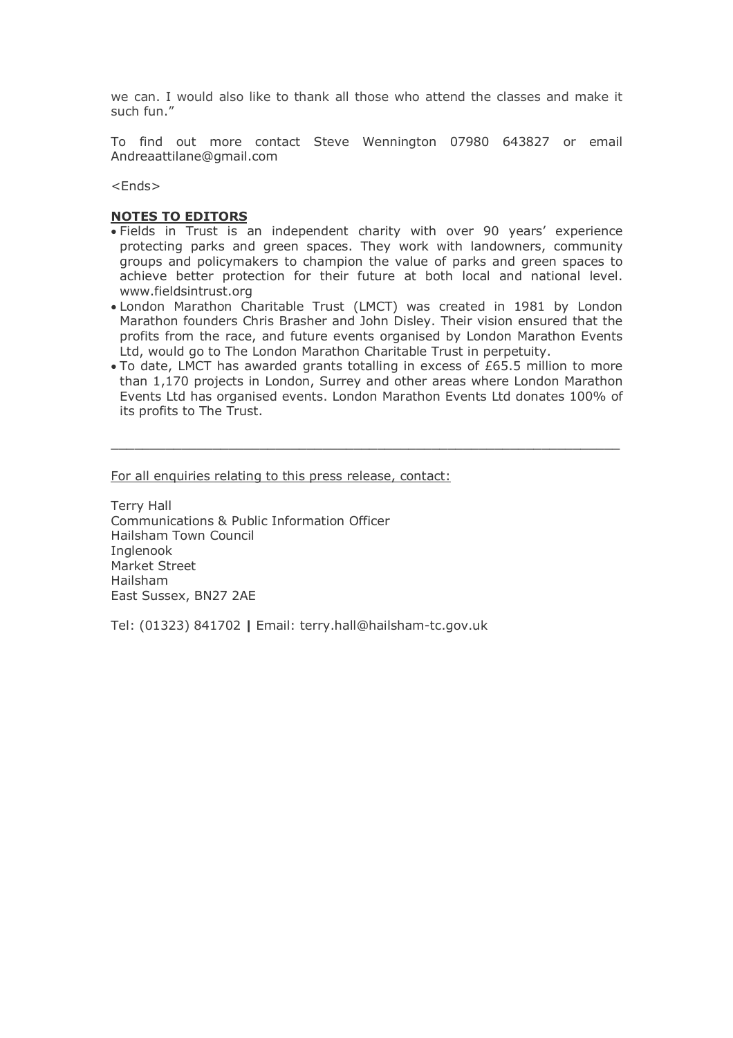we can. I would also like to thank all those who attend the classes and make it such fun."

To find out more contact Steve Wennington 07980 643827 or email Andreaattilane@gmail.com

<Ends>

**NOTES TO EDITORS**

- Fields in Trust is an independent charity with over 90 years' experience protecting parks and green spaces. They work with landowners, community groups and policymakers to champion the value of parks and green spaces to achieve better protection for their future at both local and national level. www.fieldsintrust.org
- London Marathon Charitable Trust (LMCT) was created in 1981 by London Marathon founders Chris Brasher and John Disley. Their vision ensured that the profits from the race, and future events organised by London Marathon Events Ltd, would go to The London Marathon Charitable Trust in perpetuity.
- To date, LMCT has awarded grants totalling in excess of £65.5 million to more than 1,170 projects in London, Surrey and other areas where London Marathon Events Ltd has organised events. London Marathon Events Ltd donates 100% of its profits to The Trust.

---

For all enquiries relating to this press release, contact:

Terry Hall
Communications & Public Information Officer
Hailsham Town Council
Inglenook
Market Street
Hailsham
East Sussex, BN27 2AE

Tel: (01323) 841702 **|** Email: terry.hall@hailsham-tc.gov.uk